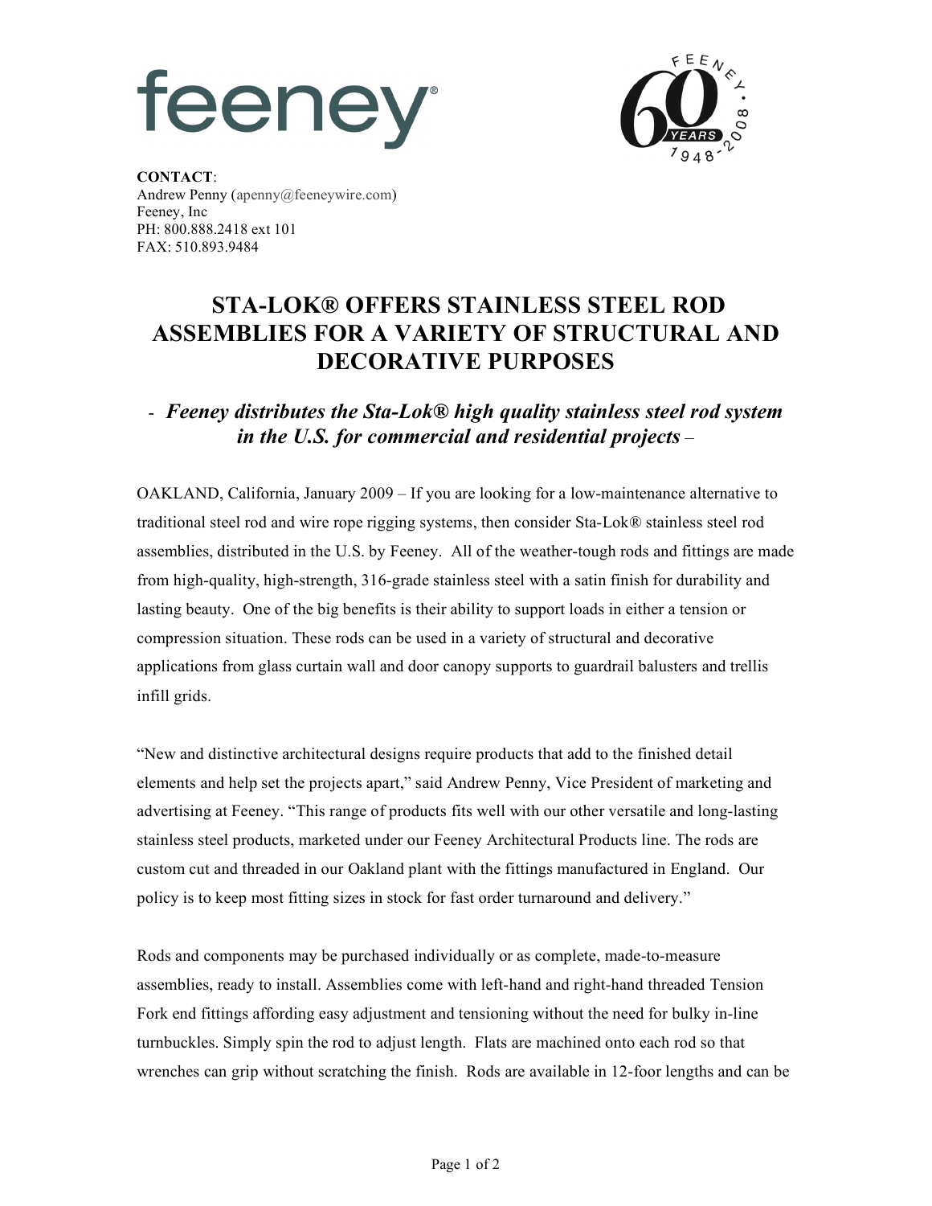feeney®

FEENEY • 60 YEARS • 1948-2008

**CONTACT**:
Andrew Penny (apenny@feeneywire.com)
Feeney, Inc
PH: 800.888.2418 ext 101
FAX: 510.893.9484

# STA-LOK® OFFERS STAINLESS STEEL ROD ASSEMBLIES FOR A VARIETY OF STRUCTURAL AND DECORATIVE PURPOSES

## - *Feeney distributes the Sta-Lok® high quality stainless steel rod system in the U.S. for commercial and residential projects* –

OAKLAND, California, January 2009 – If you are looking for a low-maintenance alternative to traditional steel rod and wire rope rigging systems, then consider Sta-Lok® stainless steel rod assemblies, distributed in the U.S. by Feeney. All of the weather-tough rods and fittings are made from high-quality, high-strength, 316-grade stainless steel with a satin finish for durability and lasting beauty. One of the big benefits is their ability to support loads in either a tension or compression situation. These rods can be used in a variety of structural and decorative applications from glass curtain wall and door canopy supports to guardrail balusters and trellis infill grids.

"New and distinctive architectural designs require products that add to the finished detail elements and help set the projects apart," said Andrew Penny, Vice President of marketing and advertising at Feeney. "This range of products fits well with our other versatile and long-lasting stainless steel products, marketed under our Feeney Architectural Products line. The rods are custom cut and threaded in our Oakland plant with the fittings manufactured in England. Our policy is to keep most fitting sizes in stock for fast order turnaround and delivery."

Rods and components may be purchased individually or as complete, made-to-measure assemblies, ready to install. Assemblies come with left-hand and right-hand threaded Tension Fork end fittings affording easy adjustment and tensioning without the need for bulky in-line turnbuckles. Simply spin the rod to adjust length. Flats are machined onto each rod so that wrenches can grip without scratching the finish. Rods are available in 12-foor lengths and can be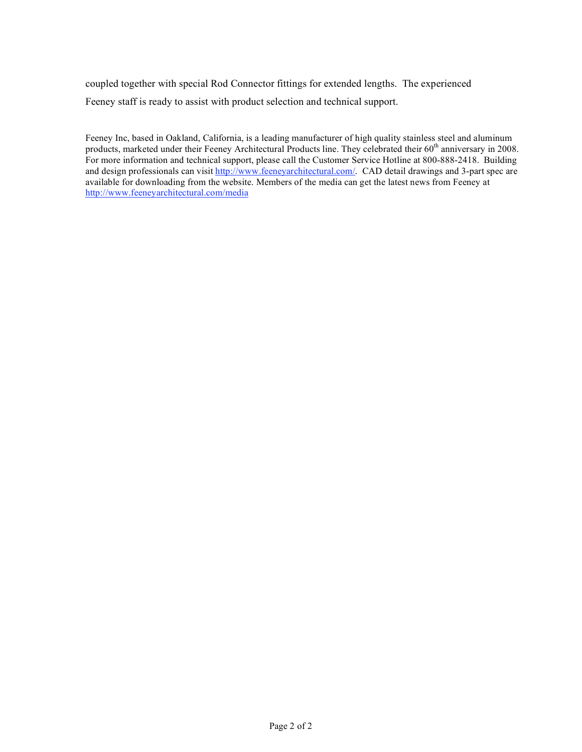coupled together with special Rod Connector fittings for extended lengths. The experienced Feeney staff is ready to assist with product selection and technical support.

Feeney Inc, based in Oakland, California, is a leading manufacturer of high quality stainless steel and aluminum products, marketed under their Feeney Architectural Products line. They celebrated their 60th anniversary in 2008. For more information and technical support, please call the Customer Service Hotline at 800-888-2418. Building and design professionals can visit http://www.feeneyarchitectural.com/. CAD detail drawings and 3-part spec are available for downloading from the website. Members of the media can get the latest news from Feeney at http://www.feeneyarchitectural.com/media